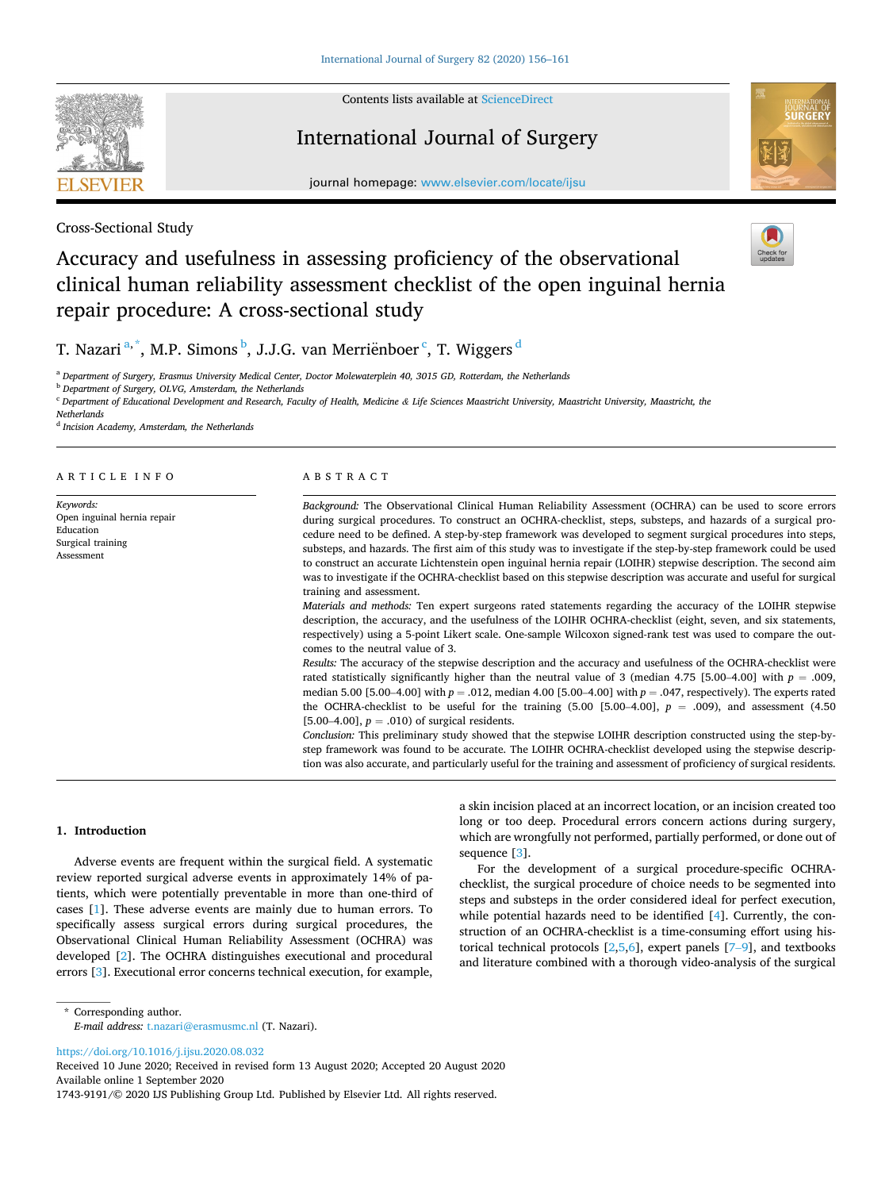Cross-Sectional Study

# Accuracy and usefulness in assessing proficiency of the observational clinical human reliability assessment checklist of the open inguinal hernia repair procedure: A cross-sectional study

T. Nazari [a,*], M.P. Simons [b], J.J.G. van Merriënboer [c], T. Wiggers [d]

[a] Department of Surgery, Erasmus University Medical Center, Doctor Molewaterplein 40, 3015 GD, Rotterdam, the Netherlands
[b] Department of Surgery, OLVG, Amsterdam, the Netherlands
[c] Department of Educational Development and Research, Faculty of Health, Medicine & Life Sciences Maastricht University, Maastricht University, Maastricht, the Netherlands
[d] Incision Academy, Amsterdam, the Netherlands

ARTICLE INFO

*Keywords:*
Open inguinal hernia repair
Education
Surgical training
Assessment

ABSTRACT

*Background:* The Observational Clinical Human Reliability Assessment (OCHRA) can be used to score errors during surgical procedures. To construct an OCHRA-checklist, steps, substeps, and hazards of a surgical procedure need to be defined. A step-by-step framework was developed to segment surgical procedures into steps, substeps, and hazards. The first aim of this study was to investigate if the step-by-step framework could be used to construct an accurate Lichtenstein open inguinal hernia repair (LOIHR) stepwise description. The second aim was to investigate if the OCHRA-checklist based on this stepwise description was accurate and useful for surgical training and assessment.

*Materials and methods:* Ten expert surgeons rated statements regarding the accuracy of the LOIHR stepwise description, the accuracy, and the usefulness of the LOIHR OCHRA-checklist (eight, seven, and six statements, respectively) using a 5-point Likert scale. One-sample Wilcoxon signed-rank test was used to compare the outcomes to the neutral value of 3.

*Results:* The accuracy of the stepwise description and the accuracy and usefulness of the OCHRA-checklist were rated statistically significantly higher than the neutral value of 3 (median 4.75 [5.00–4.00] with $p = .009$, median 5.00 [5.00–4.00] with $p = .012$, median 4.00 [5.00–4.00] with $p = .047$, respectively). The experts rated the OCHRA-checklist to be useful for the training (5.00 [5.00–4.00], $p = .009$), and assessment (4.50 [5.00–4.00], $p = .010$) of surgical residents.

*Conclusion:* This preliminary study showed that the stepwise LOIHR description constructed using the step-by-step framework was found to be accurate. The LOIHR OCHRA-checklist developed using the stepwise description was also accurate, and particularly useful for the training and assessment of proficiency of surgical residents.

## 1. Introduction

Adverse events are frequent within the surgical field. A systematic review reported surgical adverse events in approximately 14% of patients, which were potentially preventable in more than one-third of cases [1]. These adverse events are mainly due to human errors. To specifically assess surgical errors during surgical procedures, the Observational Clinical Human Reliability Assessment (OCHRA) was developed [2]. The OCHRA distinguishes executional and procedural errors [3]. Executional error concerns technical execution, for example, a skin incision placed at an incorrect location, or an incision created too long or too deep. Procedural errors concern actions during surgery, which are wrongfully not performed, partially performed, or done out of sequence [3].

For the development of a surgical procedure-specific OCHRA-checklist, the surgical procedure of choice needs to be segmented into steps and substeps in the order considered ideal for perfect execution, while potential hazards need to be identified [4]. Currently, the construction of an OCHRA-checklist is a time-consuming effort using historical technical protocols [2,5,6], expert panels [7–9], and textbooks and literature combined with a thorough video-analysis of the surgical

\* Corresponding author.
*E-mail address:* t.nazari@erasmusmc.nl (T. Nazari).

https://doi.org/10.1016/j.ijsu.2020.08.032
Received 10 June 2020; Received in revised form 13 August 2020; Accepted 20 August 2020
Available online 1 September 2020
1743-9191/© 2020 IJS Publishing Group Ltd. Published by Elsevier Ltd. All rights reserved.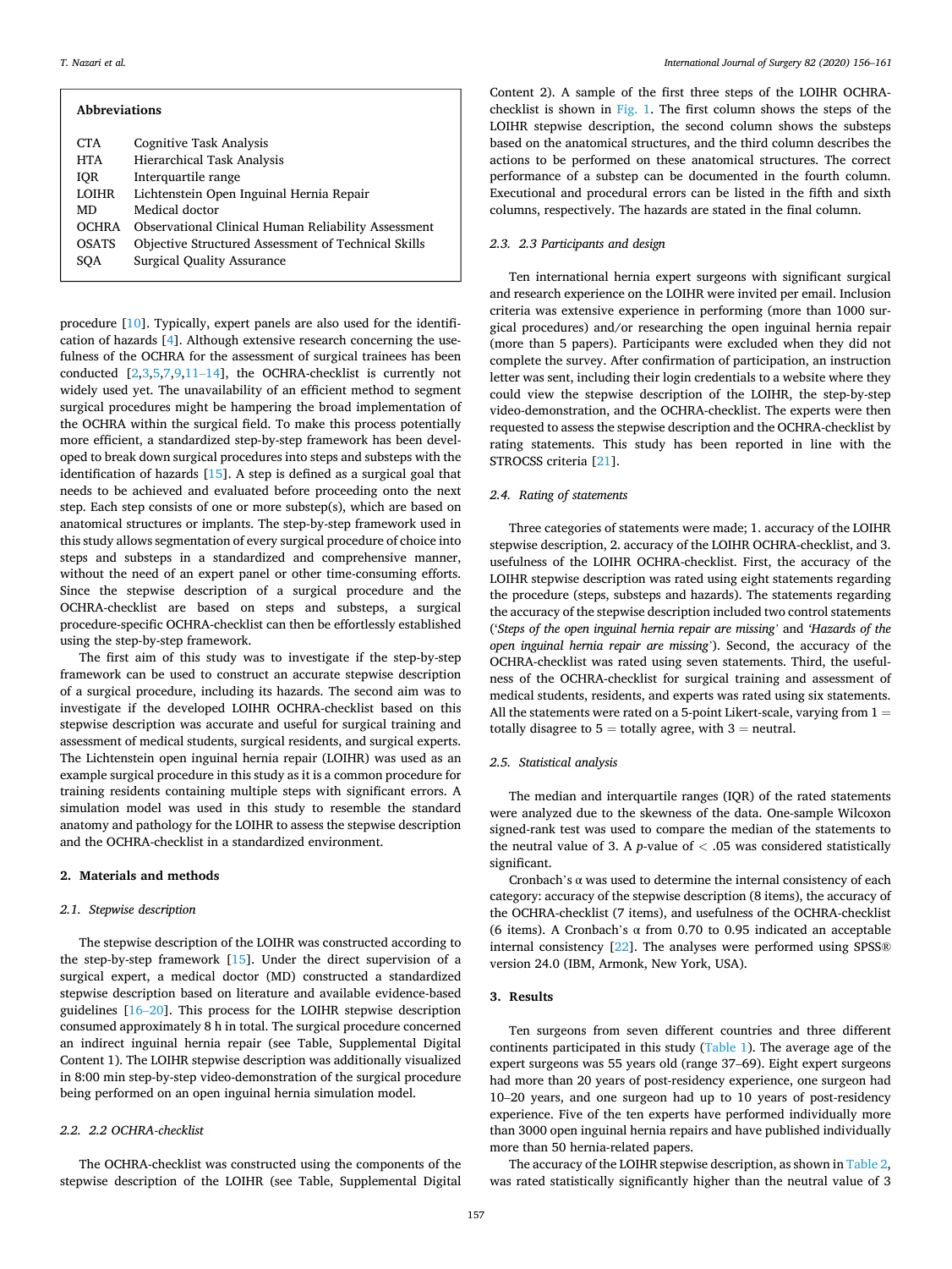| Abbreviations | |
|---|---|
| CTA | Cognitive Task Analysis |
| HTA | Hierarchical Task Analysis |
| IQR | Interquartile range |
| LOIHR | Lichtenstein Open Inguinal Hernia Repair |
| MD | Medical doctor |
| OCHRA | Observational Clinical Human Reliability Assessment |
| OSATS | Objective Structured Assessment of Technical Skills |
| SQA | Surgical Quality Assurance |

procedure [10]. Typically, expert panels are also used for the identification of hazards [4]. Although extensive research concerning the usefulness of the OCHRA for the assessment of surgical trainees has been conducted [2,3,5,7,9,11–14], the OCHRA-checklist is currently not widely used yet. The unavailability of an efficient method to segment surgical procedures might be hampering the broad implementation of the OCHRA within the surgical field. To make this process potentially more efficient, a standardized step-by-step framework has been developed to break down surgical procedures into steps and substeps with the identification of hazards [15]. A step is defined as a surgical goal that needs to be achieved and evaluated before proceeding onto the next step. Each step consists of one or more substep(s), which are based on anatomical structures or implants. The step-by-step framework used in this study allows segmentation of every surgical procedure of choice into steps and substeps in a standardized and comprehensive manner, without the need of an expert panel or other time-consuming efforts. Since the stepwise description of a surgical procedure and the OCHRA-checklist are based on steps and substeps, a surgical procedure-specific OCHRA-checklist can then be effortlessly established using the step-by-step framework.

The first aim of this study was to investigate if the step-by-step framework can be used to construct an accurate stepwise description of a surgical procedure, including its hazards. The second aim was to investigate if the developed LOIHR OCHRA-checklist based on this stepwise description was accurate and useful for surgical training and assessment of medical students, surgical residents, and surgical experts. The Lichtenstein open inguinal hernia repair (LOIHR) was used as an example surgical procedure in this study as it is a common procedure for training residents containing multiple steps with significant errors. A simulation model was used in this study to resemble the standard anatomy and pathology for the LOIHR to assess the stepwise description and the OCHRA-checklist in a standardized environment.

## 2. Materials and methods

### 2.1. Stepwise description

The stepwise description of the LOIHR was constructed according to the step-by-step framework [15]. Under the direct supervision of a surgical expert, a medical doctor (MD) constructed a standardized stepwise description based on literature and available evidence-based guidelines [16–20]. This process for the LOIHR stepwise description consumed approximately 8 h in total. The surgical procedure concerned an indirect inguinal hernia repair (see Table, Supplemental Digital Content 1). The LOIHR stepwise description was additionally visualized in 8:00 min step-by-step video-demonstration of the surgical procedure being performed on an open inguinal hernia simulation model.

### 2.2. 2.2 OCHRA-checklist

The OCHRA-checklist was constructed using the components of the stepwise description of the LOIHR (see Table, Supplemental Digital Content 2). A sample of the first three steps of the LOIHR OCHRA-checklist is shown in Fig. 1. The first column shows the steps of the LOIHR stepwise description, the second column shows the substeps based on the anatomical structures, and the third column describes the actions to be performed on these anatomical structures. The correct performance of a substep can be documented in the fourth column. Executional and procedural errors can be listed in the fifth and sixth columns, respectively. The hazards are stated in the final column.

### 2.3. 2.3 Participants and design

Ten international hernia expert surgeons with significant surgical and research experience on the LOIHR were invited per email. Inclusion criteria was extensive experience in performing (more than 1000 surgical procedures) and/or researching the open inguinal hernia repair (more than 5 papers). Participants were excluded when they did not complete the survey. After confirmation of participation, an instruction letter was sent, including their login credentials to a website where they could view the stepwise description of the LOIHR, the step-by-step video-demonstration, and the OCHRA-checklist. The experts were then requested to assess the stepwise description and the OCHRA-checklist by rating statements. This study has been reported in line with the STROCSS criteria [21].

### 2.4. Rating of statements

Three categories of statements were made; 1. accuracy of the LOIHR stepwise description, 2. accuracy of the LOIHR OCHRA-checklist, and 3. usefulness of the LOIHR OCHRA-checklist. First, the accuracy of the LOIHR stepwise description was rated using eight statements regarding the procedure (steps, substeps and hazards). The statements regarding the accuracy of the stepwise description included two control statements ('*Steps of the open inguinal hernia repair are missing*' and '*Hazards of the open inguinal hernia repair are missing*'). Second, the accuracy of the OCHRA-checklist was rated using seven statements. Third, the usefulness of the OCHRA-checklist for surgical training and assessment of medical students, residents, and experts was rated using six statements. All the statements were rated on a 5-point Likert-scale, varying from 1 = totally disagree to 5 = totally agree, with 3 = neutral.

### 2.5. Statistical analysis

The median and interquartile ranges (IQR) of the rated statements were analyzed due to the skewness of the data. One-sample Wilcoxon signed-rank test was used to compare the median of the statements to the neutral value of 3. A *p*-value of $< .05$ was considered statistically significant.

Cronbach's α was used to determine the internal consistency of each category: accuracy of the stepwise description (8 items), the accuracy of the OCHRA-checklist (7 items), and usefulness of the OCHRA-checklist (6 items). A Cronbach's α from 0.70 to 0.95 indicated an acceptable internal consistency [22]. The analyses were performed using SPSS® version 24.0 (IBM, Armonk, New York, USA).

## 3. Results

Ten surgeons from seven different countries and three different continents participated in this study (Table 1). The average age of the expert surgeons was 55 years old (range 37–69). Eight expert surgeons had more than 20 years of post-residency experience, one surgeon had 10–20 years, and one surgeon had up to 10 years of post-residency experience. Five of the ten experts have performed individually more than 3000 open inguinal hernia repairs and have published individually more than 50 hernia-related papers.

The accuracy of the LOIHR stepwise description, as shown in Table 2, was rated statistically significantly higher than the neutral value of 3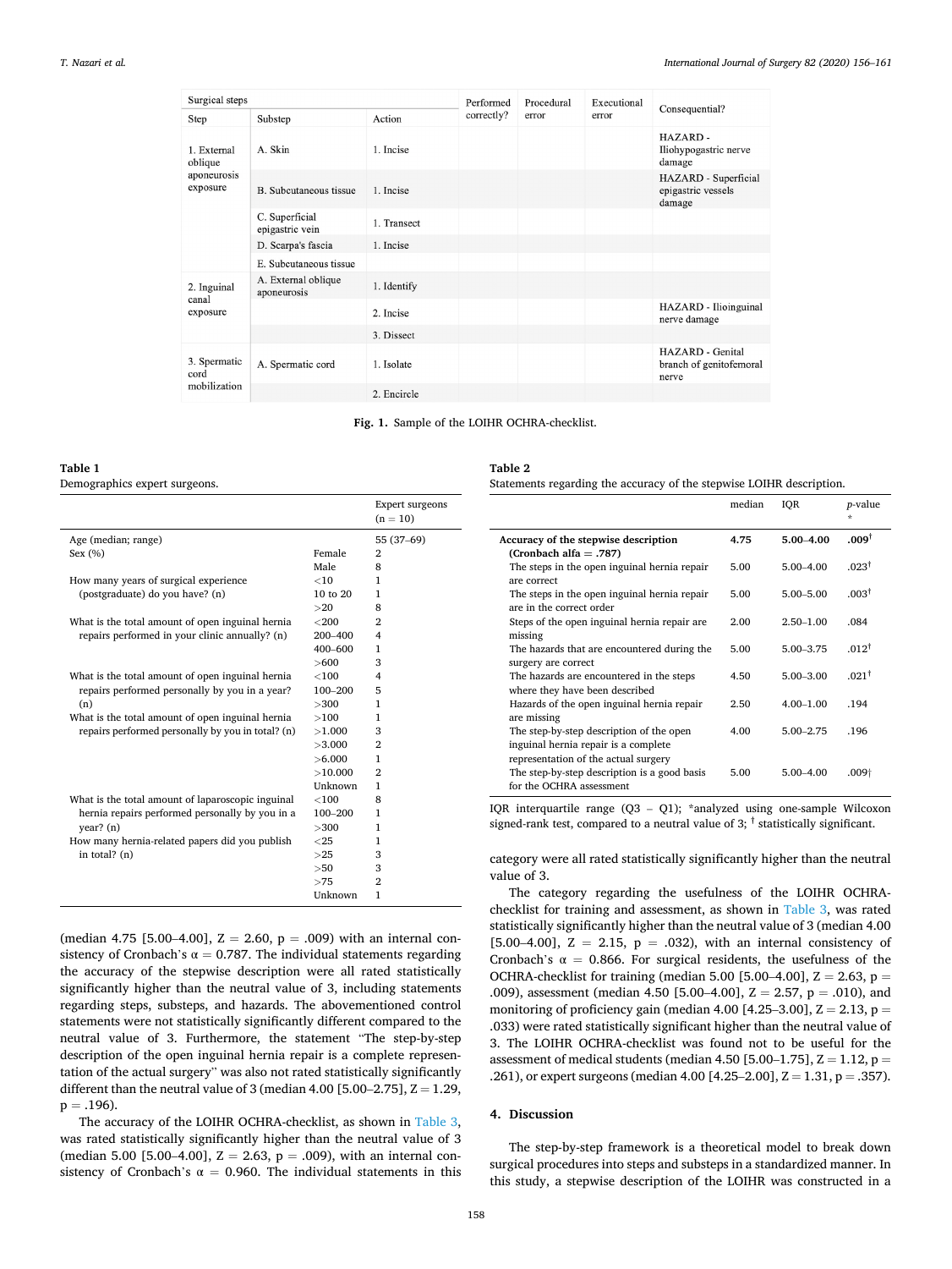| Surgical steps | | | Performed correctly? | Procedural error | Executional error | Consequential? |
|---|---|---|---|---|---|---|
| Step | Substep | Action | | | | |
| 1. External oblique aponeurosis exposure | A. Skin | 1. Incise | | | | HAZARD - Iliohypogastric nerve damage |
| | B. Subcutaneous tissue | 1. Incise | | | | HAZARD - Superficial epigastric vessels damage |
| | C. Superficial epigastric vein | 1. Transect | | | | |
| | D. Scarpa's fascia | 1. Incise | | | | |
| | E. Subcutaneous tissue | | | | | |
| 2. Inguinal canal exposure | A. External oblique aponeurosis | 1. Identify | | | | |
| | | 2. Incise | | | | HAZARD - Ilioinguinal nerve damage |
| | | 3. Dissect | | | | |
| 3. Spermatic cord mobilization | A. Spermatic cord | 1. Isolate | | | | HAZARD - Genital branch of genitofemoral nerve |
| | | 2. Encircle | | | | |

**Fig. 1.** Sample of the LOIHR OCHRA-checklist.

**Table 1**
Demographics expert surgeons.

| | | Expert surgeons (n = 10) |
|---|---|---|
| Age (median; range) | | 55 (37–69) |
| Sex (%) | Female | 2 |
| | Male | 8 |
| How many years of surgical experience (postgraduate) do you have? (n) | <10 | 1 |
| | 10 to 20 | 1 |
| | >20 | 8 |
| What is the total amount of open inguinal hernia repairs performed in your clinic annually? (n) | <200 | 2 |
| | 200–400 | 4 |
| | 400–600 | 1 |
| | >600 | 3 |
| What is the total amount of open inguinal hernia repairs performed personally by you in a year? (n) | <100 | 4 |
| | 100–200 | 5 |
| | >300 | 1 |
| What is the total amount of open inguinal hernia repairs performed personally by you in total? (n) | >100 | 1 |
| | >1.000 | 3 |
| | >3.000 | 2 |
| | >6.000 | 1 |
| | >10.000 | 2 |
| | Unknown | 1 |
| What is the total amount of laparoscopic inguinal hernia repairs performed personally by you in a year? (n) | <100 | 8 |
| | 100–200 | 1 |
| | >300 | 1 |
| How many hernia-related papers did you publish in total? (n) | <25 | 1 |
| | >25 | 3 |
| | >50 | 3 |
| | >75 | 2 |
| | Unknown | 1 |

(median 4.75 [5.00–4.00], Z = 2.60, p = .009) with an internal consistency of Cronbach's α = 0.787. The individual statements regarding the accuracy of the stepwise description were all rated statistically significantly higher than the neutral value of 3, including statements regarding steps, substeps, and hazards. The abovementioned control statements were not statistically significantly different compared to the neutral value of 3. Furthermore, the statement "The step-by-step description of the open inguinal hernia repair is a complete representation of the actual surgery" was also not rated statistically significantly different than the neutral value of 3 (median 4.00 [5.00–2.75], Z = 1.29, p = .196).

The accuracy of the LOIHR OCHRA-checklist, as shown in Table 3, was rated statistically significantly higher than the neutral value of 3 (median 5.00 [5.00–4.00], Z = 2.63, p = .009), with an internal consistency of Cronbach's α = 0.960. The individual statements in this

**Table 2**
Statements regarding the accuracy of the stepwise LOIHR description.

| | median | IQR | p-value * |
|---|---|---|---|
| **Accuracy of the stepwise description (Cronbach alfa = .787)** | **4.75** | **5.00–4.00** | **.009**† |
| The steps in the open inguinal hernia repair are correct | 5.00 | 5.00–4.00 | .023† |
| The steps in the open inguinal hernia repair are in the correct order | 5.00 | 5.00–5.00 | .003† |
| Steps of the open inguinal hernia repair are missing | 2.00 | 2.50–1.00 | .084 |
| The hazards that are encountered during the surgery are correct | 5.00 | 5.00–3.75 | .012† |
| The hazards are encountered in the steps where they have been described | 4.50 | 5.00–3.00 | .021† |
| Hazards of the open inguinal hernia repair are missing | 2.50 | 4.00–1.00 | .194 |
| The step-by-step description of the open inguinal hernia repair is a complete representation of the actual surgery | 4.00 | 5.00–2.75 | .196 |
| The step-by-step description is a good basis for the OCHRA assessment | 5.00 | 5.00–4.00 | .009† |

IQR interquartile range (Q3 – Q1); *analyzed using one-sample Wilcoxon signed-rank test, compared to a neutral value of 3; † statistically significant.

category were all rated statistically significantly higher than the neutral value of 3.

The category regarding the usefulness of the LOIHR OCHRA-checklist for training and assessment, as shown in Table 3, was rated statistically significantly higher than the neutral value of 3 (median 4.00 [5.00–4.00], Z = 2.15, p = .032), with an internal consistency of Cronbach's α = 0.866. For surgical residents, the usefulness of the OCHRA-checklist for training (median 5.00 [5.00–4.00], Z = 2.63, p = .009), assessment (median 4.50 [5.00–4.00], Z = 2.57, p = .010), and monitoring of proficiency gain (median 4.00 [4.25–3.00], Z = 2.13, p = .033) were rated statistically significant higher than the neutral value of 3. The LOIHR OCHRA-checklist was found not to be useful for the assessment of medical students (median 4.50 [5.00–1.75], Z = 1.12, p = .261), or expert surgeons (median 4.00 [4.25–2.00], Z = 1.31, p = .357).

## 4. Discussion

The step-by-step framework is a theoretical model to break down surgical procedures into steps and substeps in a standardized manner. In this study, a stepwise description of the LOIHR was constructed in a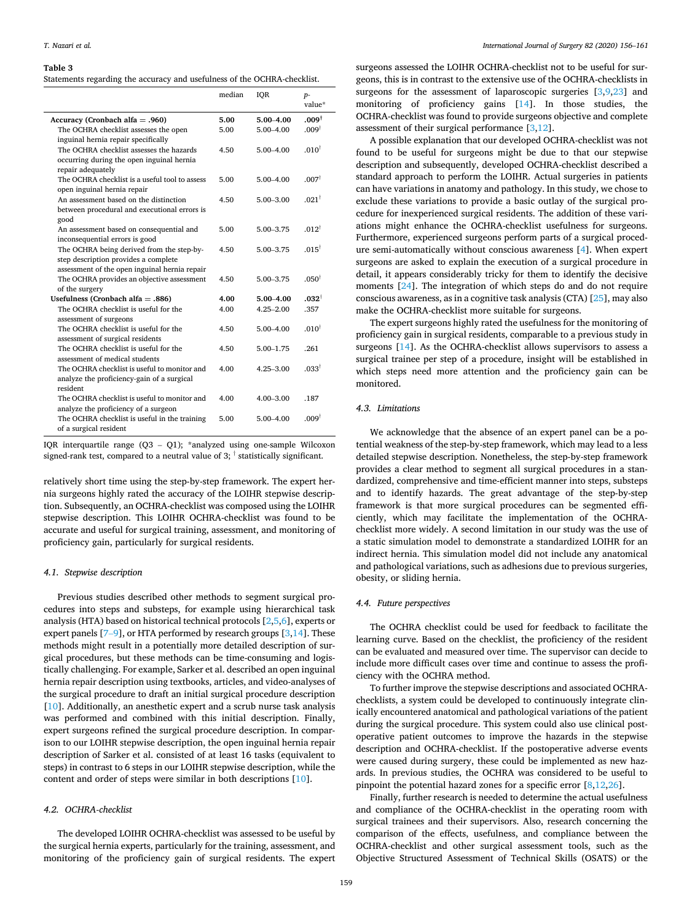**Table 3**
Statements regarding the accuracy and usefulness of the OCHRA-checklist.

| | median | IQR | p-value* |
|---|---|---|---|
| **Accuracy (Cronbach alfa = .960)** | **5.00** | **5.00–4.00** | **.009†** |
| The OCHRA checklist assesses the open inguinal hernia repair specifically | 5.00 | 5.00–4.00 | .009† |
| The OCHRA checklist assesses the hazards occurring during the open inguinal hernia repair adequately | 4.50 | 5.00–4.00 | .010† |
| The OCHRA checklist is a useful tool to assess open inguinal hernia repair | 5.00 | 5.00–4.00 | .007† |
| An assessment based on the distinction between procedural and executional errors is good | 4.50 | 5.00–3.00 | .021† |
| An assessment based on consequential and inconsequential errors is good | 5.00 | 5.00–3.75 | .012† |
| The OCHRA being derived from the step-by-step description provides a complete assessment of the open inguinal hernia repair | 4.50 | 5.00–3.75 | .015† |
| The OCHRA provides an objective assessment of the surgery | 4.50 | 5.00–3.75 | .050† |
| **Usefulness (Cronbach alfa = .886)** | **4.00** | **5.00–4.00** | **.032†** |
| The OCHRA checklist is useful for the assessment of surgeons | 4.00 | 4.25–2.00 | .357 |
| The OCHRA checklist is useful for the assessment of surgical residents | 4.50 | 5.00–4.00 | .010† |
| The OCHRA checklist is useful for the assessment of medical students | 4.50 | 5.00–1.75 | .261 |
| The OCHRA checklist is useful to monitor and analyze the proficiency-gain of a surgical resident | 4.00 | 4.25–3.00 | .033† |
| The OCHRA checklist is useful to monitor and analyze the proficiency of a surgeon | 4.00 | 4.00–3.00 | .187 |
| The OCHRA checklist is useful in the training of a surgical resident | 5.00 | 5.00–4.00 | .009† |

IQR interquartile range (Q3 – Q1); *analyzed using one-sample Wilcoxon signed-rank test, compared to a neutral value of 3; † statistically significant.

relatively short time using the step-by-step framework. The expert hernia surgeons highly rated the accuracy of the LOIHR stepwise description. Subsequently, an OCHRA-checklist was composed using the LOIHR stepwise description. This LOIHR OCHRA-checklist was found to be accurate and useful for surgical training, assessment, and monitoring of proficiency gain, particularly for surgical residents.

### 4.1. Stepwise description

Previous studies described other methods to segment surgical procedures into steps and substeps, for example using hierarchical task analysis (HTA) based on historical technical protocols [2,5,6], experts or expert panels [7–9], or HTA performed by research groups [3,14]. These methods might result in a potentially more detailed description of surgical procedures, but these methods can be time-consuming and logistically challenging. For example, Sarker et al. described an open inguinal hernia repair description using textbooks, articles, and video-analyses of the surgical procedure to draft an initial surgical procedure description [10]. Additionally, an anesthetic expert and a scrub nurse task analysis was performed and combined with this initial description. Finally, expert surgeons refined the surgical procedure description. In comparison to our LOIHR stepwise description, the open inguinal hernia repair description of Sarker et al. consisted of at least 16 tasks (equivalent to steps) in contrast to 6 steps in our LOIHR stepwise description, while the content and order of steps were similar in both descriptions [10].

### 4.2. OCHRA-checklist

The developed LOIHR OCHRA-checklist was assessed to be useful by the surgical hernia experts, particularly for the training, assessment, and monitoring of the proficiency gain of surgical residents. The expert surgeons assessed the LOIHR OCHRA-checklist not to be useful for surgeons, this is in contrast to the extensive use of the OCHRA-checklists in surgeons for the assessment of laparoscopic surgeries [3,9,23] and monitoring of proficiency gains [14]. In those studies, the OCHRA-checklist was found to provide surgeons objective and complete assessment of their surgical performance [3,12].

A possible explanation that our developed OCHRA-checklist was not found to be useful for surgeons might be due to that our stepwise description and subsequently, developed OCHRA-checklist described a standard approach to perform the LOIHR. Actual surgeries in patients can have variations in anatomy and pathology. In this study, we chose to exclude these variations to provide a basic outlay of the surgical procedure for inexperienced surgical residents. The addition of these variations might enhance the OCHRA-checklist usefulness for surgeons. Furthermore, experienced surgeons perform parts of a surgical procedure semi-automatically without conscious awareness [4]. When expert surgeons are asked to explain the execution of a surgical procedure in detail, it appears considerably tricky for them to identify the decisive moments [24]. The integration of which steps do and do not require conscious awareness, as in a cognitive task analysis (CTA) [25], may also make the OCHRA-checklist more suitable for surgeons.

The expert surgeons highly rated the usefulness for the monitoring of proficiency gain in surgical residents, comparable to a previous study in surgeons [14]. As the OCHRA-checklist allows supervisors to assess a surgical trainee per step of a procedure, insight will be established in which steps need more attention and the proficiency gain can be monitored.

### 4.3. Limitations

We acknowledge that the absence of an expert panel can be a potential weakness of the step-by-step framework, which may lead to a less detailed stepwise description. Nonetheless, the step-by-step framework provides a clear method to segment all surgical procedures in a standardized, comprehensive and time-efficient manner into steps, substeps and to identify hazards. The great advantage of the step-by-step framework is that more surgical procedures can be segmented efficiently, which may facilitate the implementation of the OCHRA-checklist more widely. A second limitation in our study was the use of a static simulation model to demonstrate a standardized LOIHR for an indirect hernia. This simulation model did not include any anatomical and pathological variations, such as adhesions due to previous surgeries, obesity, or sliding hernia.

### 4.4. Future perspectives

The OCHRA checklist could be used for feedback to facilitate the learning curve. Based on the checklist, the proficiency of the resident can be evaluated and measured over time. The supervisor can decide to include more difficult cases over time and continue to assess the proficiency with the OCHRA method.

To further improve the stepwise descriptions and associated OCHRA-checklists, a system could be developed to continuously integrate clinically encountered anatomical and pathological variations of the patient during the surgical procedure. This system could also use clinical postoperative patient outcomes to improve the hazards in the stepwise description and OCHRA-checklist. If the postoperative adverse events were caused during surgery, these could be implemented as new hazards. In previous studies, the OCHRA was considered to be useful to pinpoint the potential hazard zones for a specific error [8,12,26].

Finally, further research is needed to determine the actual usefulness and compliance of the OCHRA-checklist in the operating room with surgical trainees and their supervisors. Also, research concerning the comparison of the effects, usefulness, and compliance between the OCHRA-checklist and other surgical assessment tools, such as the Objective Structured Assessment of Technical Skills (OSATS) or the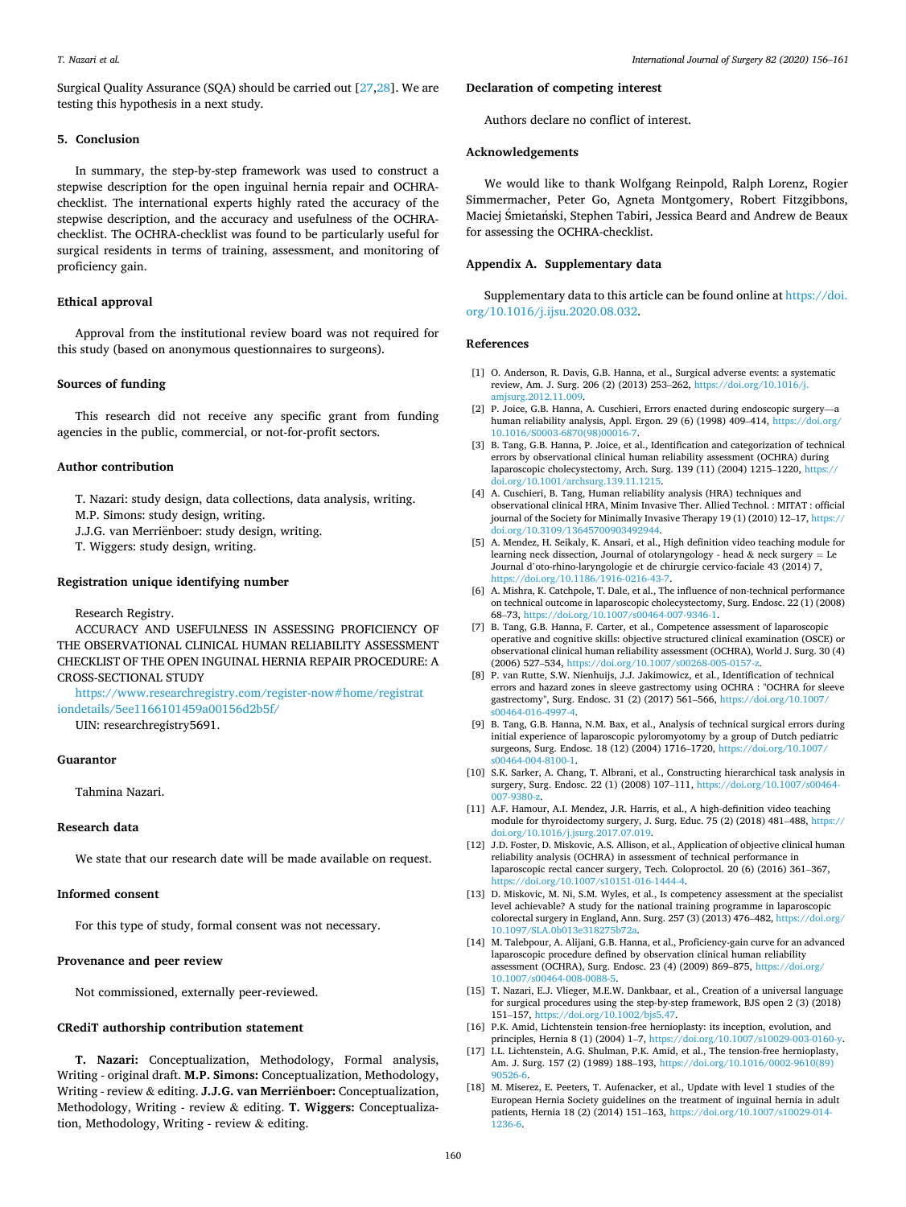Surgical Quality Assurance (SQA) should be carried out [27,28]. We are testing this hypothesis in a next study.

## 5. Conclusion

In summary, the step-by-step framework was used to construct a stepwise description for the open inguinal hernia repair and OCHRA-checklist. The international experts highly rated the accuracy of the stepwise description, and the accuracy and usefulness of the OCHRA-checklist. The OCHRA-checklist was found to be particularly useful for surgical residents in terms of training, assessment, and monitoring of proficiency gain.

### Ethical approval

Approval from the institutional review board was not required for this study (based on anonymous questionnaires to surgeons).

### Sources of funding

This research did not receive any specific grant from funding agencies in the public, commercial, or not-for-profit sectors.

### Author contribution

T. Nazari: study design, data collections, data analysis, writing.
M.P. Simons: study design, writing.
J.J.G. van Merriënboer: study design, writing.
T. Wiggers: study design, writing.

### Registration unique identifying number

Research Registry.

ACCURACY AND USEFULNESS IN ASSESSING PROFICIENCY OF THE OBSERVATIONAL CLINICAL HUMAN RELIABILITY ASSESSMENT CHECKLIST OF THE OPEN INGUINAL HERNIA REPAIR PROCEDURE: A CROSS-SECTIONAL STUDY

https://www.researchregistry.com/register-now#home/registrationdetails/5ee1166101459a00156d2b5f/

UIN: researchregistry5691.

### Guarantor

Tahmina Nazari.

### Research data

We state that our research date will be made available on request.

### Informed consent

For this type of study, formal consent was not necessary.

### Provenance and peer review

Not commissioned, externally peer-reviewed.

### CRediT authorship contribution statement

**T. Nazari:** Conceptualization, Methodology, Formal analysis, Writing - original draft. **M.P. Simons:** Conceptualization, Methodology, Writing - review & editing. **J.J.G. van Merriënboer:** Conceptualization, Methodology, Writing - review & editing. **T. Wiggers:** Conceptualization, Methodology, Writing - review & editing.

### Declaration of competing interest

Authors declare no conflict of interest.

### Acknowledgements

We would like to thank Wolfgang Reinpold, Ralph Lorenz, Rogier Simmermacher, Peter Go, Agneta Montgomery, Robert Fitzgibbons, Maciej Śmietański, Stephen Tabiri, Jessica Beard and Andrew de Beaux for assessing the OCHRA-checklist.

### Appendix A. Supplementary data

Supplementary data to this article can be found online at https://doi.org/10.1016/j.ijsu.2020.08.032.

### References

[1] O. Anderson, R. Davis, G.B. Hanna, et al., Surgical adverse events: a systematic review, Am. J. Surg. 206 (2) (2013) 253–262, https://doi.org/10.1016/j.amjsurg.2012.11.009.

[2] P. Joice, G.B. Hanna, A. Cuschieri, Errors enacted during endoscopic surgery—a human reliability analysis, Appl. Ergon. 29 (6) (1998) 409–414, https://doi.org/10.1016/S0003-6870(98)00016-7.

[3] B. Tang, G.B. Hanna, P. Joice, et al., Identification and categorization of technical errors by observational clinical human reliability assessment (OCHRA) during laparoscopic cholecystectomy, Arch. Surg. 139 (11) (2004) 1215–1220, https://doi.org/10.1001/archsurg.139.11.1215.

[4] A. Cuschieri, B. Tang, Human reliability analysis (HRA) techniques and observational clinical HRA, Minim Invasive Ther. Allied Technol. : MITAT : official journal of the Society for Minimally Invasive Therapy 19 (1) (2010) 12–17, https://doi.org/10.3109/13645700903492944.

[5] A. Mendez, H. Seikaly, K. Ansari, et al., High definition video teaching module for learning neck dissection, Journal of otolaryngology - head & neck surgery = Le Journal d'oto-rhino-laryngologie et de chirurgie cervico-faciale 43 (2014) 7, https://doi.org/10.1186/1916-0216-43-7.

[6] A. Mishra, K. Catchpole, T. Dale, et al., The influence of non-technical performance on technical outcome in laparoscopic cholecystectomy, Surg. Endosc. 22 (1) (2008) 68–73, https://doi.org/10.1007/s00464-007-9346-1.

[7] B. Tang, G.B. Hanna, F. Carter, et al., Competence assessment of laparoscopic operative and cognitive skills: objective structured clinical examination (OSCE) or observational clinical human reliability assessment (OCHRA), World J. Surg. 30 (4) (2006) 527–534, https://doi.org/10.1007/s00268-005-0157-z.

[8] P. van Rutte, S.W. Nienhuijs, J.J. Jakimowicz, et al., Identification of technical errors and hazard zones in sleeve gastrectomy using OCHRA : "OCHRA for sleeve gastrectomy", Surg. Endosc. 31 (2) (2017) 561–566, https://doi.org/10.1007/s00464-016-4997-4.

[9] B. Tang, G.B. Hanna, N.M. Bax, et al., Analysis of technical surgical errors during initial experience of laparoscopic pyloromyotomy by a group of Dutch pediatric surgeons, Surg. Endosc. 18 (12) (2004) 1716–1720, https://doi.org/10.1007/s00464-004-8100-1.

[10] S.K. Sarker, A. Chang, T. Albrani, et al., Constructing hierarchical task analysis in surgery, Surg. Endosc. 22 (1) (2008) 107–111, https://doi.org/10.1007/s00464-007-9380-z.

[11] A.F. Hamour, A.I. Mendez, J.R. Harris, et al., A high-definition video teaching module for thyroidectomy surgery, J. Surg. Educ. 75 (2) (2018) 481–488, https://doi.org/10.1016/j.jsurg.2017.07.019.

[12] J.D. Foster, D. Miskovic, A.S. Allison, et al., Application of objective clinical human reliability analysis (OCHRA) in assessment of technical performance in laparoscopic rectal cancer surgery, Tech. Coloproctol. 20 (6) (2016) 361–367, https://doi.org/10.1007/s10151-016-1444-4.

[13] D. Miskovic, M. Ni, S.M. Wyles, et al., Is competency assessment at the specialist level achievable? A study for the national training programme in laparoscopic colorectal surgery in England, Ann. Surg. 257 (3) (2013) 476–482, https://doi.org/10.1097/SLA.0b013e318275b72a.

[14] M. Talebpour, A. Alijani, G.B. Hanna, et al., Proficiency-gain curve for an advanced laparoscopic procedure defined by observation clinical human reliability assessment (OCHRA), Surg. Endosc. 23 (4) (2009) 869–875, https://doi.org/10.1007/s00464-008-0088-5.

[15] T. Nazari, E.J. Vlieger, M.E.W. Dankbaar, et al., Creation of a universal language for surgical procedures using the step-by-step framework, BJS open 2 (3) (2018) 151–157, https://doi.org/10.1002/bjs5.47.

[16] P.K. Amid, Lichtenstein tension-free hernioplasty: its inception, evolution, and principles, Hernia 8 (1) (2004) 1–7, https://doi.org/10.1007/s10029-003-0160-y.

[17] I.L. Lichtenstein, A.G. Shulman, P.K. Amid, et al., The tension-free hernioplasty, Am. J. Surg. 157 (2) (1989) 188–193, https://doi.org/10.1016/0002-9610(89)90526-6.

[18] M. Miserez, E. Peeters, T. Aufenacker, et al., Update with level 1 studies of the European Hernia Society guidelines on the treatment of inguinal hernia in adult patients, Hernia 18 (2) (2014) 151–163, https://doi.org/10.1007/s10029-014-1236-6.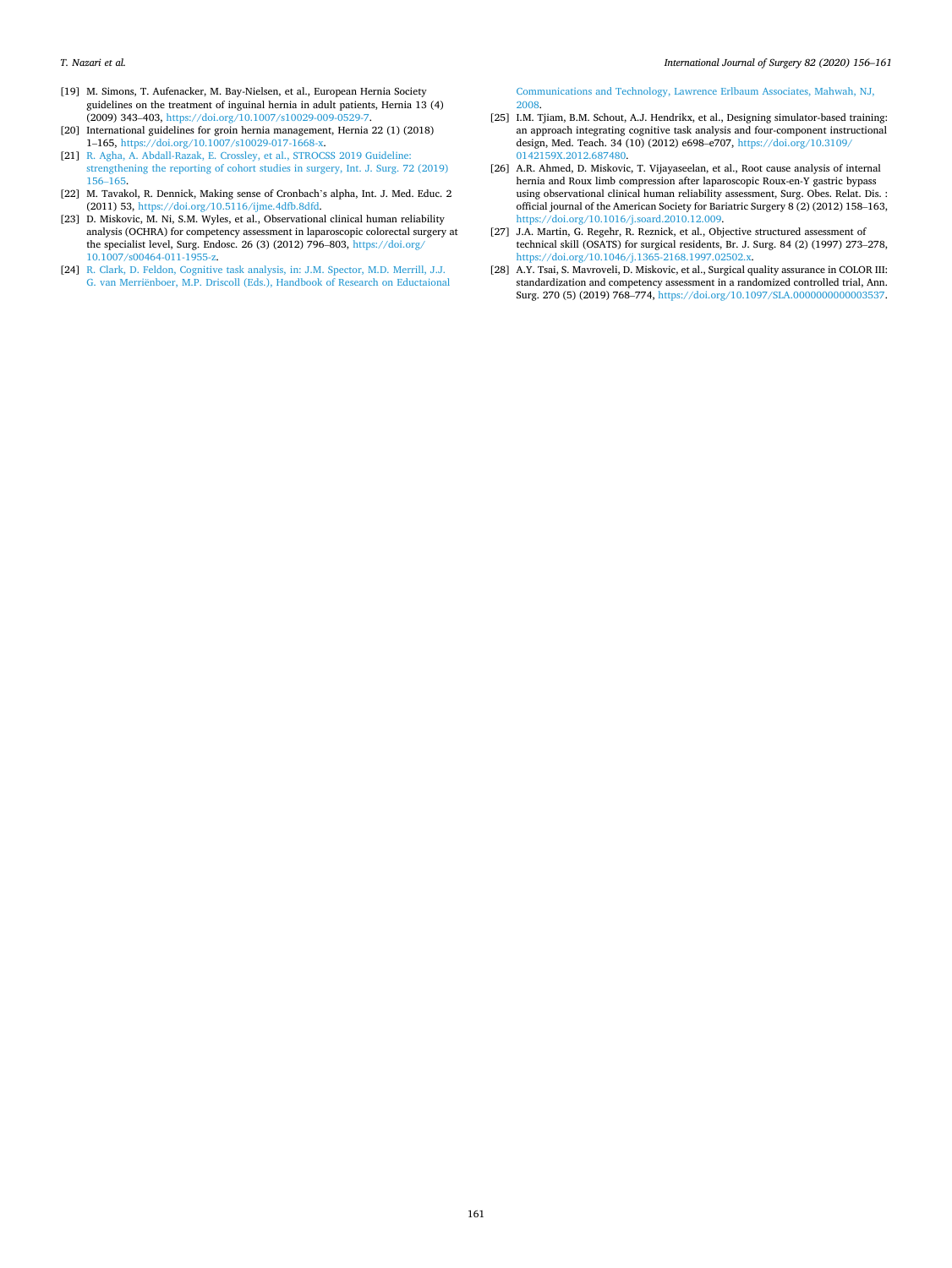[19] M. Simons, T. Aufenacker, M. Bay-Nielsen, et al., European Hernia Society guidelines on the treatment of inguinal hernia in adult patients, Hernia 13 (4) (2009) 343–403, https://doi.org/10.1007/s10029-009-0529-7.

[20] International guidelines for groin hernia management, Hernia 22 (1) (2018) 1–165, https://doi.org/10.1007/s10029-017-1668-x.

[21] R. Agha, A. Abdall-Razak, E. Crossley, et al., STROCSS 2019 Guideline: strengthening the reporting of cohort studies in surgery, Int. J. Surg. 72 (2019) 156–165.

[22] M. Tavakol, R. Dennick, Making sense of Cronbach's alpha, Int. J. Med. Educ. 2 (2011) 53, https://doi.org/10.5116/ijme.4dfb.8dfd.

[23] D. Miskovic, M. Ni, S.M. Wyles, et al., Observational clinical human reliability analysis (OCHRA) for competency assessment in laparoscopic colorectal surgery at the specialist level, Surg. Endosc. 26 (3) (2012) 796–803, https://doi.org/10.1007/s00464-011-1955-z.

[24] R. Clark, D. Feldon, Cognitive task analysis, in: J.M. Spector, M.D. Merrill, J.J. G. van Merriënboer, M.P. Driscoll (Eds.), Handbook of Research on Eductaional Communications and Technology, Lawrence Erlbaum Associates, Mahwah, NJ, 2008.

[25] I.M. Tjiam, B.M. Schout, A.J. Hendrikx, et al., Designing simulator-based training: an approach integrating cognitive task analysis and four-component instructional design, Med. Teach. 34 (10) (2012) e698–e707, https://doi.org/10.3109/0142159X.2012.687480.

[26] A.R. Ahmed, D. Miskovic, T. Vijayaseelan, et al., Root cause analysis of internal hernia and Roux limb compression after laparoscopic Roux-en-Y gastric bypass using observational clinical human reliability assessment, Surg. Obes. Relat. Dis. : official journal of the American Society for Bariatric Surgery 8 (2) (2012) 158–163, https://doi.org/10.1016/j.soard.2010.12.009.

[27] J.A. Martin, G. Regehr, R. Reznick, et al., Objective structured assessment of technical skill (OSATS) for surgical residents, Br. J. Surg. 84 (2) (1997) 273–278, https://doi.org/10.1046/j.1365-2168.1997.02502.x.

[28] A.Y. Tsai, S. Mavroveli, D. Miskovic, et al., Surgical quality assurance in COLOR III: standardization and competency assessment in a randomized controlled trial, Ann. Surg. 270 (5) (2019) 768–774, https://doi.org/10.1097/SLA.0000000000003537.